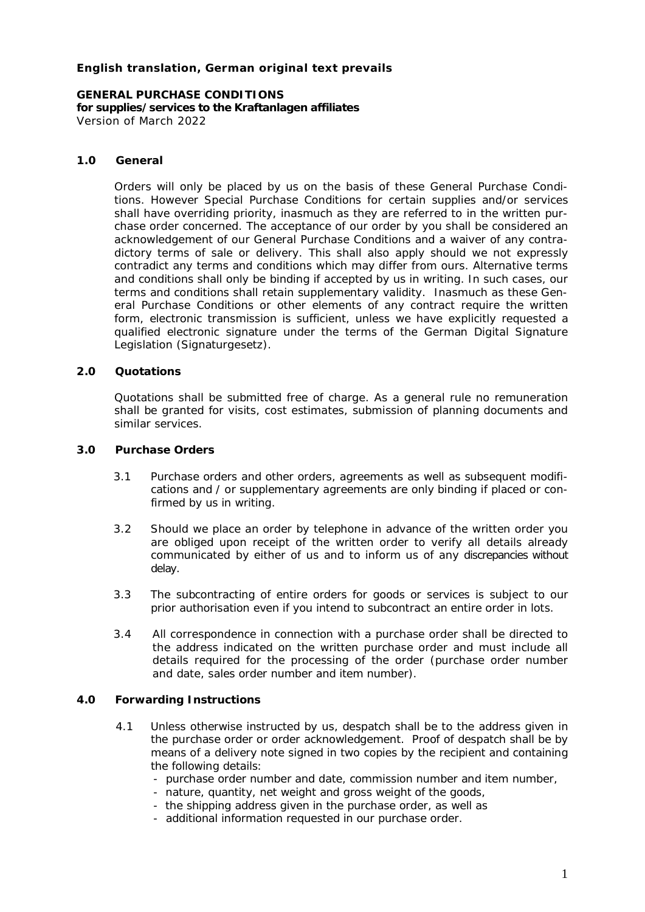**English translation, German original text prevails**

**GENERAL PURCHASE CONDITIONS**
**for supplies/services to the Kraftanlagen affiliates**
Version of March 2022

## 1.0 General

Orders will only be placed by us on the basis of these General Purchase Conditions. However Special Purchase Conditions for certain supplies and/or services shall have overriding priority, inasmuch as they are referred to in the written purchase order concerned. The acceptance of our order by you shall be considered an acknowledgement of our General Purchase Conditions and a waiver of any contradictory terms of sale or delivery. This shall also apply should we not expressly contradict any terms and conditions which may differ from ours. Alternative terms and conditions shall only be binding if accepted by us in writing. In such cases, our terms and conditions shall retain supplementary validity. Inasmuch as these General Purchase Conditions or other elements of any contract require the written form, electronic transmission is sufficient, unless we have explicitly requested a qualified electronic signature under the terms of the German Digital Signature Legislation (Signaturgesetz).

## 2.0 Quotations

Quotations shall be submitted free of charge. As a general rule no remuneration shall be granted for visits, cost estimates, submission of planning documents and similar services.

## 3.0 Purchase Orders

3.1 Purchase orders and other orders, agreements as well as subsequent modifications and / or supplementary agreements are only binding if placed or confirmed by us in writing.

3.2 Should we place an order by telephone in advance of the written order you are obliged upon receipt of the written order to verify all details already communicated by either of us and to inform us of any discrepancies without delay.

3.3 The subcontracting of entire orders for goods or services is subject to our prior authorisation even if you intend to subcontract an entire order in lots.

3.4 All correspondence in connection with a purchase order shall be directed to the address indicated on the written purchase order and must include all details required for the processing of the order (purchase order number and date, sales order number and item number).

## 4.0 Forwarding Instructions

4.1 Unless otherwise instructed by us, despatch shall be to the address given in the purchase order or order acknowledgement. Proof of despatch shall be by means of a delivery note signed in two copies by the recipient and containing the following details:

- purchase order number and date, commission number and item number,
- nature, quantity, net weight and gross weight of the goods,
- the shipping address given in the purchase order, as well as
- additional information requested in our purchase order.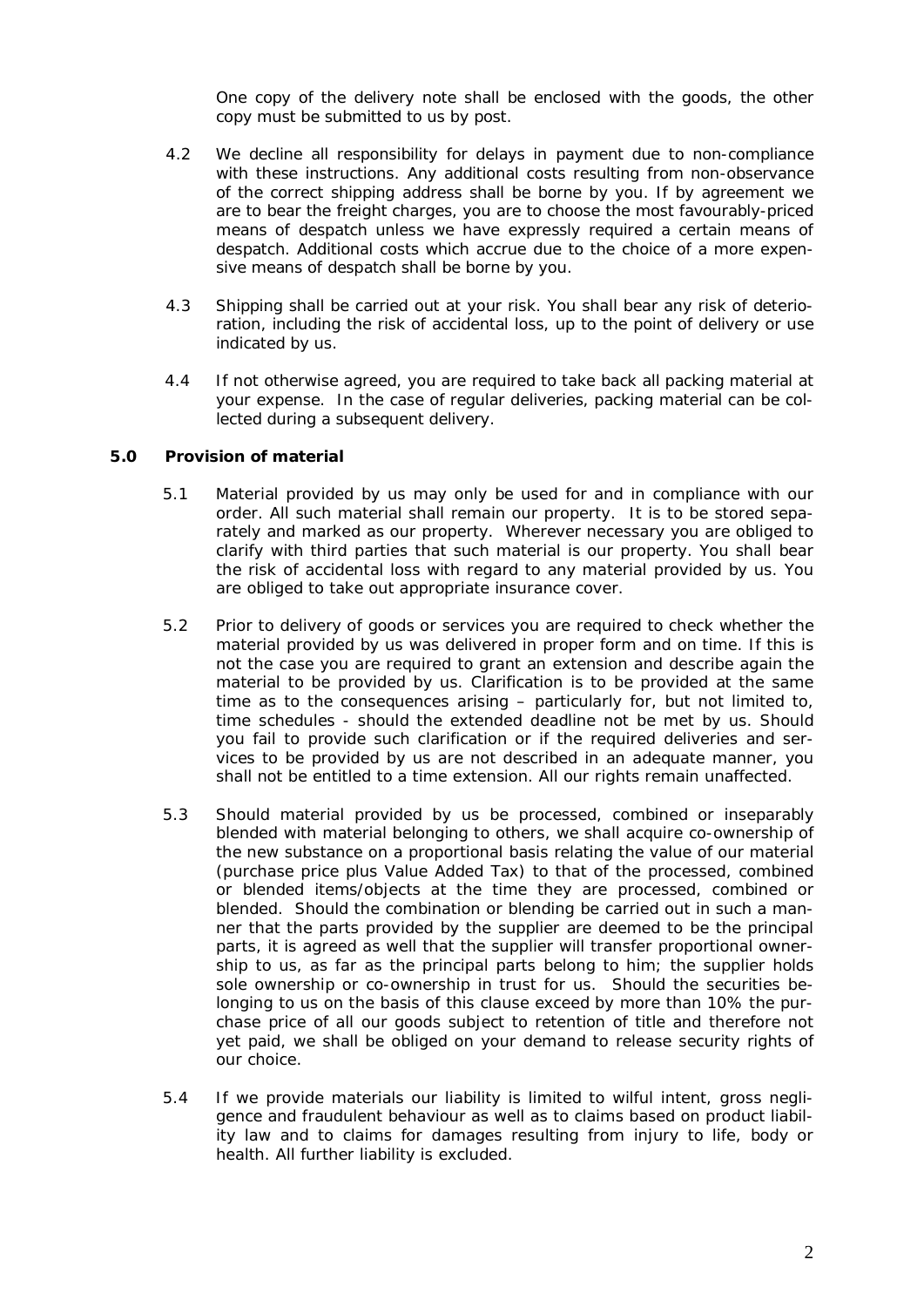One copy of the delivery note shall be enclosed with the goods, the other copy must be submitted to us by post.

4.2 We decline all responsibility for delays in payment due to non-compliance with these instructions. Any additional costs resulting from non-observance of the correct shipping address shall be borne by you. If by agreement we are to bear the freight charges, you are to choose the most favourably-priced means of despatch unless we have expressly required a certain means of despatch. Additional costs which accrue due to the choice of a more expensive means of despatch shall be borne by you.

4.3 Shipping shall be carried out at your risk. You shall bear any risk of deterioration, including the risk of accidental loss, up to the point of delivery or use indicated by us.

4.4 If not otherwise agreed, you are required to take back all packing material at your expense. In the case of regular deliveries, packing material can be collected during a subsequent delivery.

**5.0 Provision of material**

5.1 Material provided by us may only be used for and in compliance with our order. All such material shall remain our property. It is to be stored separately and marked as our property. Wherever necessary you are obliged to clarify with third parties that such material is our property. You shall bear the risk of accidental loss with regard to any material provided by us. You are obliged to take out appropriate insurance cover.

5.2 Prior to delivery of goods or services you are required to check whether the material provided by us was delivered in proper form and on time. If this is not the case you are required to grant an extension and describe again the material to be provided by us. Clarification is to be provided at the same time as to the consequences arising – particularly for, but not limited to, time schedules - should the extended deadline not be met by us. Should you fail to provide such clarification or if the required deliveries and services to be provided by us are not described in an adequate manner, you shall not be entitled to a time extension. All our rights remain unaffected.

5.3 Should material provided by us be processed, combined or inseparably blended with material belonging to others, we shall acquire co-ownership of the new substance on a proportional basis relating the value of our material (purchase price plus Value Added Tax) to that of the processed, combined or blended items/objects at the time they are processed, combined or blended. Should the combination or blending be carried out in such a manner that the parts provided by the supplier are deemed to be the principal parts, it is agreed as well that the supplier will transfer proportional ownership to us, as far as the principal parts belong to him; the supplier holds sole ownership or co-ownership in trust for us. Should the securities belonging to us on the basis of this clause exceed by more than 10% the purchase price of all our goods subject to retention of title and therefore not yet paid, we shall be obliged on your demand to release security rights of our choice.

5.4 If we provide materials our liability is limited to wilful intent, gross negligence and fraudulent behaviour as well as to claims based on product liability law and to claims for damages resulting from injury to life, body or health. All further liability is excluded.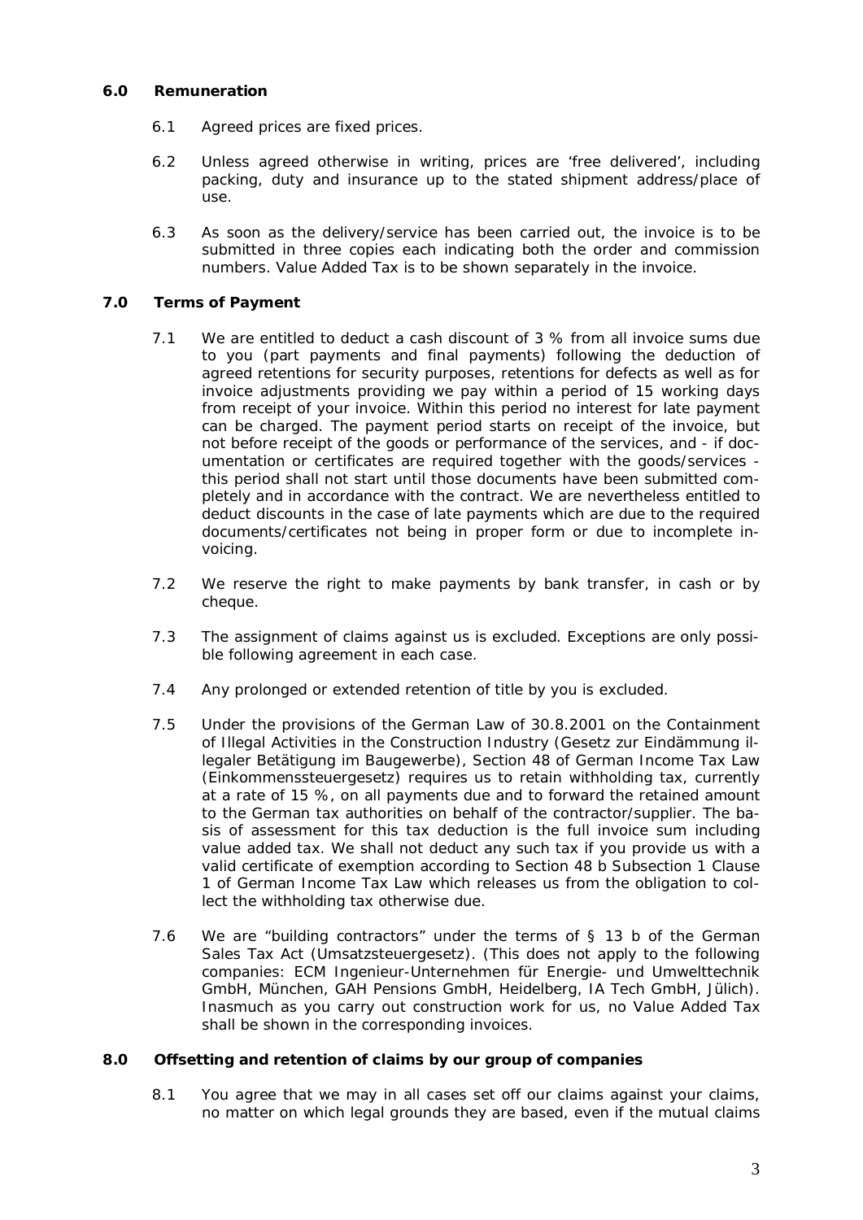## 6.0 Remuneration

6.1 Agreed prices are fixed prices.

6.2 Unless agreed otherwise in writing, prices are 'free delivered', including packing, duty and insurance up to the stated shipment address/place of use.

6.3 As soon as the delivery/service has been carried out, the invoice is to be submitted in three copies each indicating both the order and commission numbers. Value Added Tax is to be shown separately in the invoice.

## 7.0 Terms of Payment

7.1 We are entitled to deduct a cash discount of 3 % from all invoice sums due to you (part payments and final payments) following the deduction of agreed retentions for security purposes, retentions for defects as well as for invoice adjustments providing we pay within a period of 15 working days from receipt of your invoice. Within this period no interest for late payment can be charged. The payment period starts on receipt of the invoice, but not before receipt of the goods or performance of the services, and - if documentation or certificates are required together with the goods/services - this period shall not start until those documents have been submitted completely and in accordance with the contract. We are nevertheless entitled to deduct discounts in the case of late payments which are due to the required documents/certificates not being in proper form or due to incomplete invoicing.

7.2 We reserve the right to make payments by bank transfer, in cash or by cheque.

7.3 The assignment of claims against us is excluded. Exceptions are only possible following agreement in each case.

7.4 Any prolonged or extended retention of title by you is excluded.

7.5 Under the provisions of the German Law of 30.8.2001 on the Containment of Illegal Activities in the Construction Industry (Gesetz zur Eindämmung illegaler Betätigung im Baugewerbe), Section 48 of German Income Tax Law (Einkommenssteuergesetz) requires us to retain withholding tax, currently at a rate of 15 %, on all payments due and to forward the retained amount to the German tax authorities on behalf of the contractor/supplier. The basis of assessment for this tax deduction is the full invoice sum including value added tax. We shall not deduct any such tax if you provide us with a valid certificate of exemption according to Section 48 b Subsection 1 Clause 1 of German Income Tax Law which releases us from the obligation to collect the withholding tax otherwise due.

7.6 We are "building contractors" under the terms of § 13 b of the German Sales Tax Act (Umsatzsteuergesetz). (This does not apply to the following companies: ECM Ingenieur-Unternehmen für Energie- und Umwelttechnik GmbH, München, GAH Pensions GmbH, Heidelberg, IA Tech GmbH, Jülich). Inasmuch as you carry out construction work for us, no Value Added Tax shall be shown in the corresponding invoices.

## 8.0 Offsetting and retention of claims by our group of companies

8.1 You agree that we may in all cases set off our claims against your claims, no matter on which legal grounds they are based, even if the mutual claims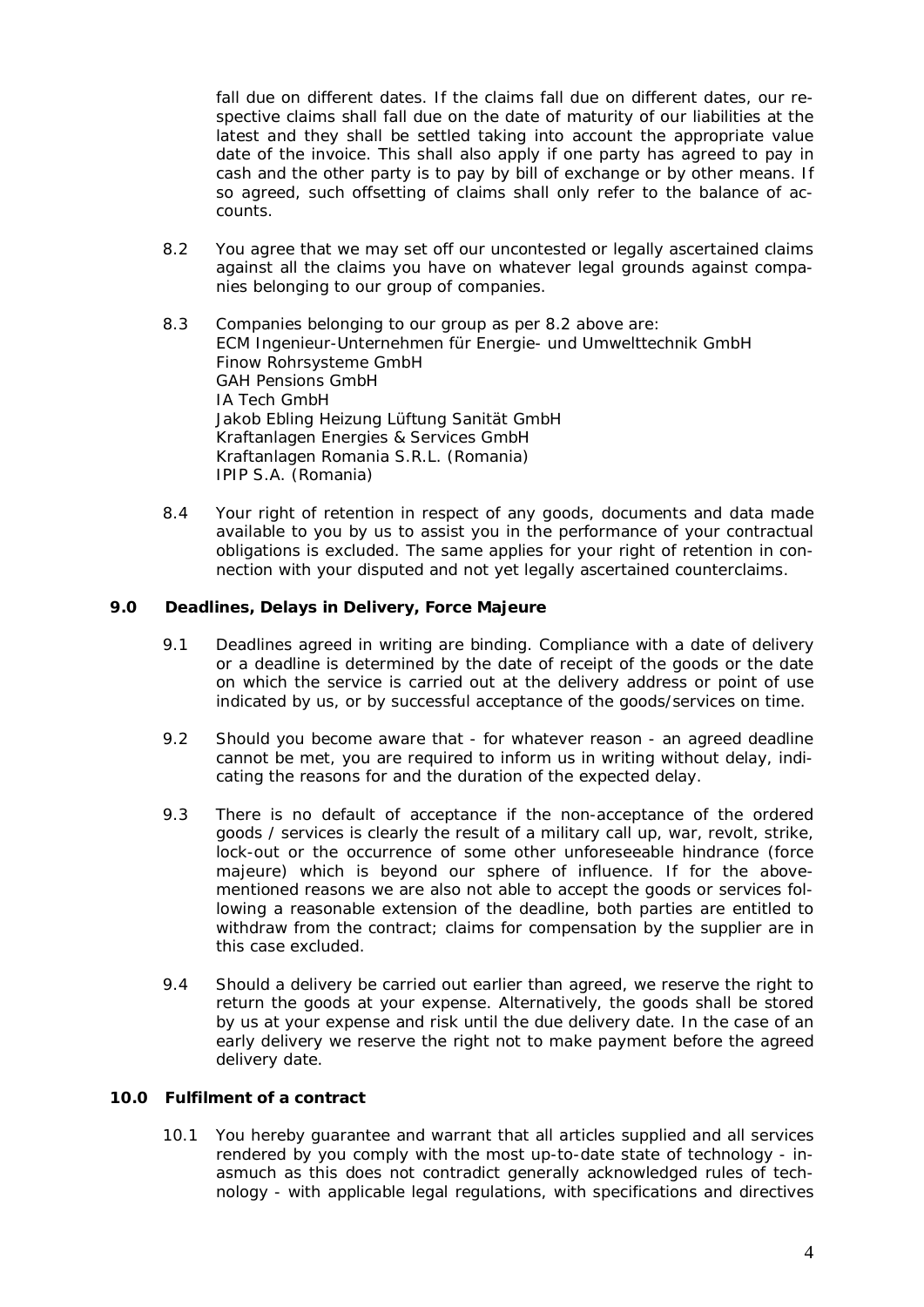fall due on different dates. If the claims fall due on different dates, our respective claims shall fall due on the date of maturity of our liabilities at the latest and they shall be settled taking into account the appropriate value date of the invoice. This shall also apply if one party has agreed to pay in cash and the other party is to pay by bill of exchange or by other means. If so agreed, such offsetting of claims shall only refer to the balance of accounts.

8.2 You agree that we may set off our uncontested or legally ascertained claims against all the claims you have on whatever legal grounds against companies belonging to our group of companies.

8.3 Companies belonging to our group as per 8.2 above are:
ECM Ingenieur-Unternehmen für Energie- und Umwelttechnik GmbH
Finow Rohrsysteme GmbH
GAH Pensions GmbH
IA Tech GmbH
Jakob Ebling Heizung Lüftung Sanität GmbH
Kraftanlagen Energies & Services GmbH
Kraftanlagen Romania S.R.L. (Romania)
IPIP S.A. (Romania)

8.4 Your right of retention in respect of any goods, documents and data made available to you by us to assist you in the performance of your contractual obligations is excluded. The same applies for your right of retention in connection with your disputed and not yet legally ascertained counterclaims.

## 9.0 Deadlines, Delays in Delivery, Force Majeure

9.1 Deadlines agreed in writing are binding. Compliance with a date of delivery or a deadline is determined by the date of receipt of the goods or the date on which the service is carried out at the delivery address or point of use indicated by us, or by successful acceptance of the goods/services on time.

9.2 Should you become aware that - for whatever reason - an agreed deadline cannot be met, you are required to inform us in writing without delay, indicating the reasons for and the duration of the expected delay.

9.3 There is no default of acceptance if the non-acceptance of the ordered goods / services is clearly the result of a military call up, war, revolt, strike, lock-out or the occurrence of some other unforeseeable hindrance (force majeure) which is beyond our sphere of influence. If for the above-mentioned reasons we are also not able to accept the goods or services following a reasonable extension of the deadline, both parties are entitled to withdraw from the contract; claims for compensation by the supplier are in this case excluded.

9.4 Should a delivery be carried out earlier than agreed, we reserve the right to return the goods at your expense. Alternatively, the goods shall be stored by us at your expense and risk until the due delivery date. In the case of an early delivery we reserve the right not to make payment before the agreed delivery date.

## 10.0 Fulfilment of a contract

10.1 You hereby guarantee and warrant that all articles supplied and all services rendered by you comply with the most up-to-date state of technology - inasmuch as this does not contradict generally acknowledged rules of technology - with applicable legal regulations, with specifications and directives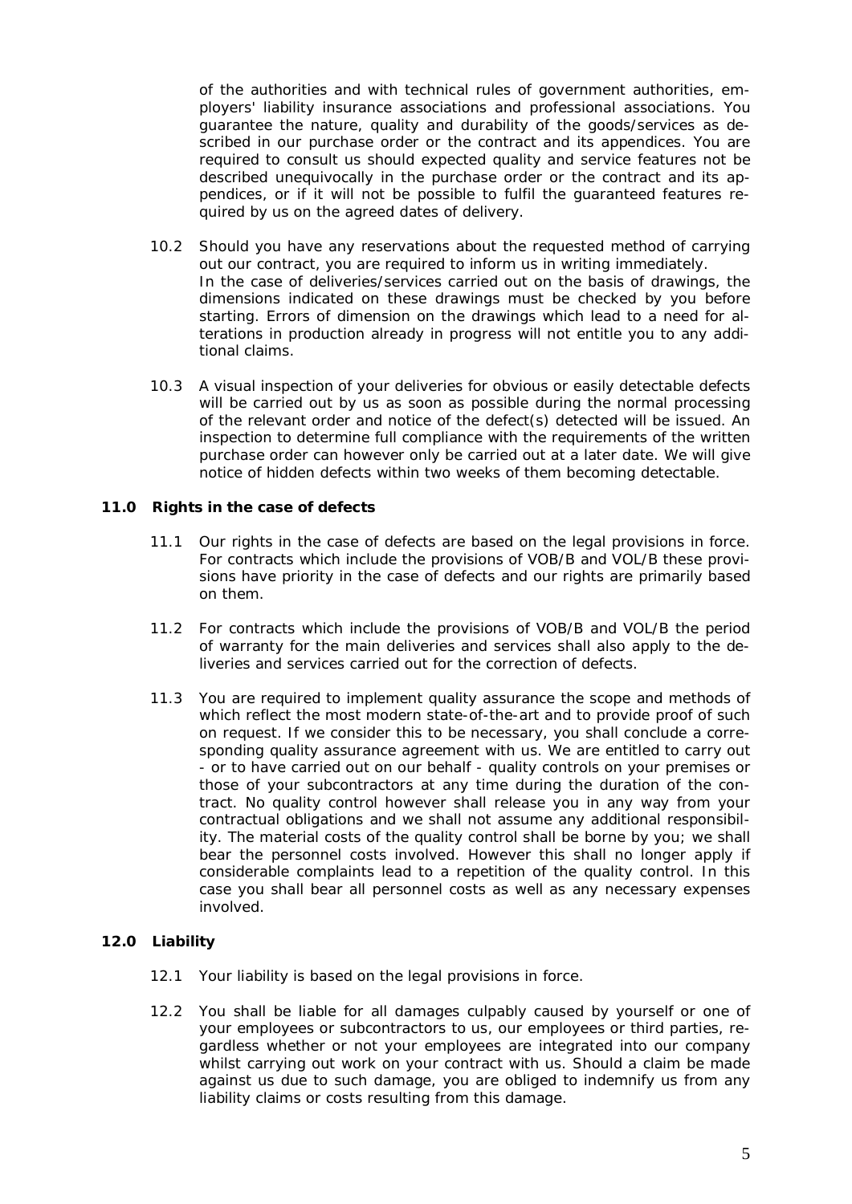of the authorities and with technical rules of government authorities, employers' liability insurance associations and professional associations. You guarantee the nature, quality and durability of the goods/services as described in our purchase order or the contract and its appendices. You are required to consult us should expected quality and service features not be described unequivocally in the purchase order or the contract and its appendices, or if it will not be possible to fulfil the guaranteed features required by us on the agreed dates of delivery.

10.2 Should you have any reservations about the requested method of carrying out our contract, you are required to inform us in writing immediately.
In the case of deliveries/services carried out on the basis of drawings, the dimensions indicated on these drawings must be checked by you before starting. Errors of dimension on the drawings which lead to a need for alterations in production already in progress will not entitle you to any additional claims.

10.3 A visual inspection of your deliveries for obvious or easily detectable defects will be carried out by us as soon as possible during the normal processing of the relevant order and notice of the defect(s) detected will be issued. An inspection to determine full compliance with the requirements of the written purchase order can however only be carried out at a later date. We will give notice of hidden defects within two weeks of them becoming detectable.

## 11.0 Rights in the case of defects

11.1 Our rights in the case of defects are based on the legal provisions in force. For contracts which include the provisions of VOB/B and VOL/B these provisions have priority in the case of defects and our rights are primarily based on them.

11.2 For contracts which include the provisions of VOB/B and VOL/B the period of warranty for the main deliveries and services shall also apply to the deliveries and services carried out for the correction of defects.

11.3 You are required to implement quality assurance the scope and methods of which reflect the most modern state-of-the-art and to provide proof of such on request. If we consider this to be necessary, you shall conclude a corresponding quality assurance agreement with us. We are entitled to carry out - or to have carried out on our behalf - quality controls on your premises or those of your subcontractors at any time during the duration of the contract. No quality control however shall release you in any way from your contractual obligations and we shall not assume any additional responsibility. The material costs of the quality control shall be borne by you; we shall bear the personnel costs involved. However this shall no longer apply if considerable complaints lead to a repetition of the quality control. In this case you shall bear all personnel costs as well as any necessary expenses involved.

## 12.0 Liability

12.1 Your liability is based on the legal provisions in force.

12.2 You shall be liable for all damages culpably caused by yourself or one of your employees or subcontractors to us, our employees or third parties, regardless whether or not your employees are integrated into our company whilst carrying out work on your contract with us. Should a claim be made against us due to such damage, you are obliged to indemnify us from any liability claims or costs resulting from this damage.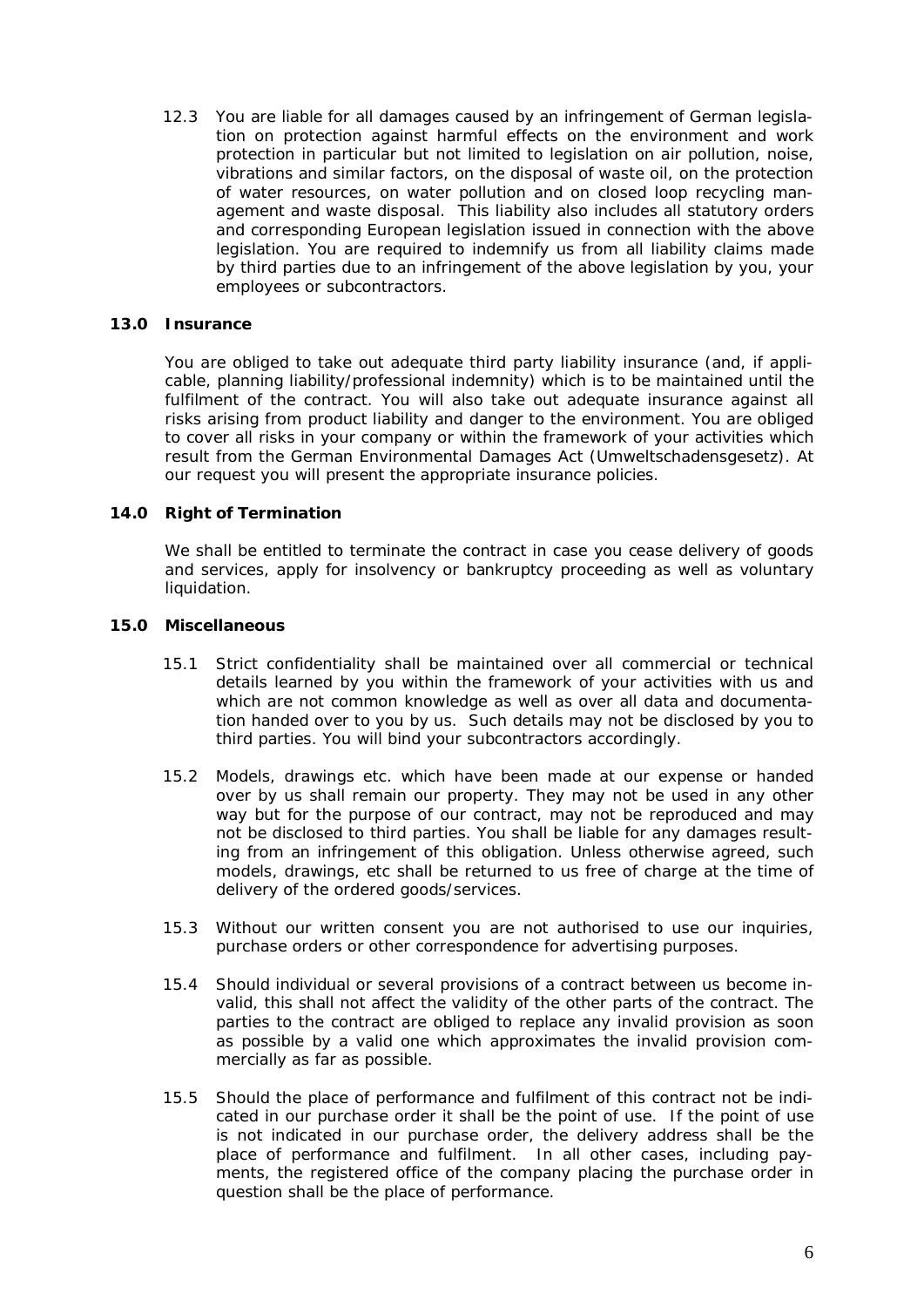12.3 You are liable for all damages caused by an infringement of German legislation on protection against harmful effects on the environment and work protection in particular but not limited to legislation on air pollution, noise, vibrations and similar factors, on the disposal of waste oil, on the protection of water resources, on water pollution and on closed loop recycling management and waste disposal. This liability also includes all statutory orders and corresponding European legislation issued in connection with the above legislation. You are required to indemnify us from all liability claims made by third parties due to an infringement of the above legislation by you, your employees or subcontractors.

## 13.0 Insurance

You are obliged to take out adequate third party liability insurance (and, if applicable, planning liability/professional indemnity) which is to be maintained until the fulfilment of the contract. You will also take out adequate insurance against all risks arising from product liability and danger to the environment. You are obliged to cover all risks in your company or within the framework of your activities which result from the German Environmental Damages Act (Umweltschadensgesetz). At our request you will present the appropriate insurance policies.

## 14.0 Right of Termination

We shall be entitled to terminate the contract in case you cease delivery of goods and services, apply for insolvency or bankruptcy proceeding as well as voluntary liquidation.

## 15.0 Miscellaneous

15.1 Strict confidentiality shall be maintained over all commercial or technical details learned by you within the framework of your activities with us and which are not common knowledge as well as over all data and documentation handed over to you by us. Such details may not be disclosed by you to third parties. You will bind your subcontractors accordingly.

15.2 Models, drawings etc. which have been made at our expense or handed over by us shall remain our property. They may not be used in any other way but for the purpose of our contract, may not be reproduced and may not be disclosed to third parties. You shall be liable for any damages resulting from an infringement of this obligation. Unless otherwise agreed, such models, drawings, etc shall be returned to us free of charge at the time of delivery of the ordered goods/services.

15.3 Without our written consent you are not authorised to use our inquiries, purchase orders or other correspondence for advertising purposes.

15.4 Should individual or several provisions of a contract between us become invalid, this shall not affect the validity of the other parts of the contract. The parties to the contract are obliged to replace any invalid provision as soon as possible by a valid one which approximates the invalid provision commercially as far as possible.

15.5 Should the place of performance and fulfilment of this contract not be indicated in our purchase order it shall be the point of use. If the point of use is not indicated in our purchase order, the delivery address shall be the place of performance and fulfilment. In all other cases, including payments, the registered office of the company placing the purchase order in question shall be the place of performance.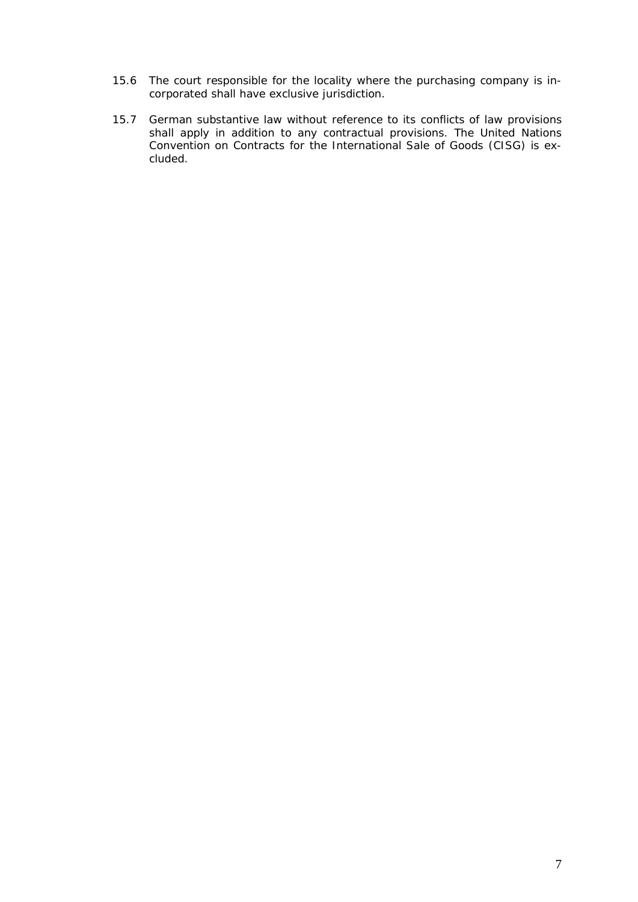15.6 The court responsible for the locality where the purchasing company is incorporated shall have exclusive jurisdiction.

15.7 German substantive law without reference to its conflicts of law provisions shall apply in addition to any contractual provisions. The United Nations Convention on Contracts for the International Sale of Goods (CISG) is excluded.